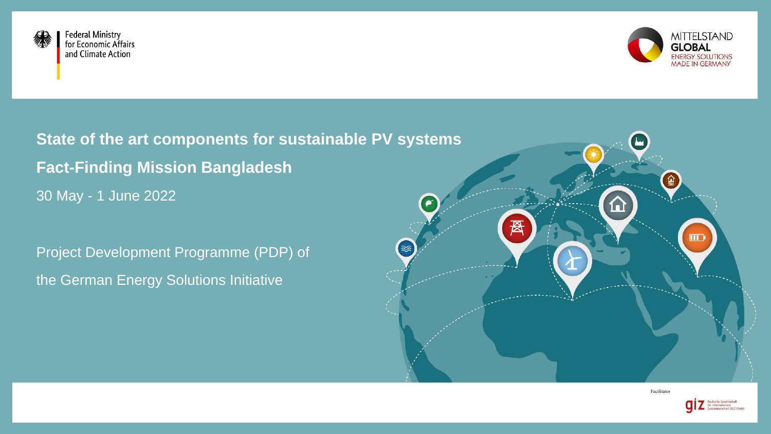Federal Ministry for Economic Affairs and Climate Action

MITTELSTAND GLOBAL
ENERGY SOLUTIONS MADE IN GERMANY

# State of the art components for sustainable PV systems

## Fact-Finding Mission Bangladesh

30 May - 1 June 2022

Project Development Programme (PDP) of the German Energy Solutions Initiative

Facilitator

giz Deutsche Gesellschaft für Internationale Zusammenarbeit (GIZ) GmbH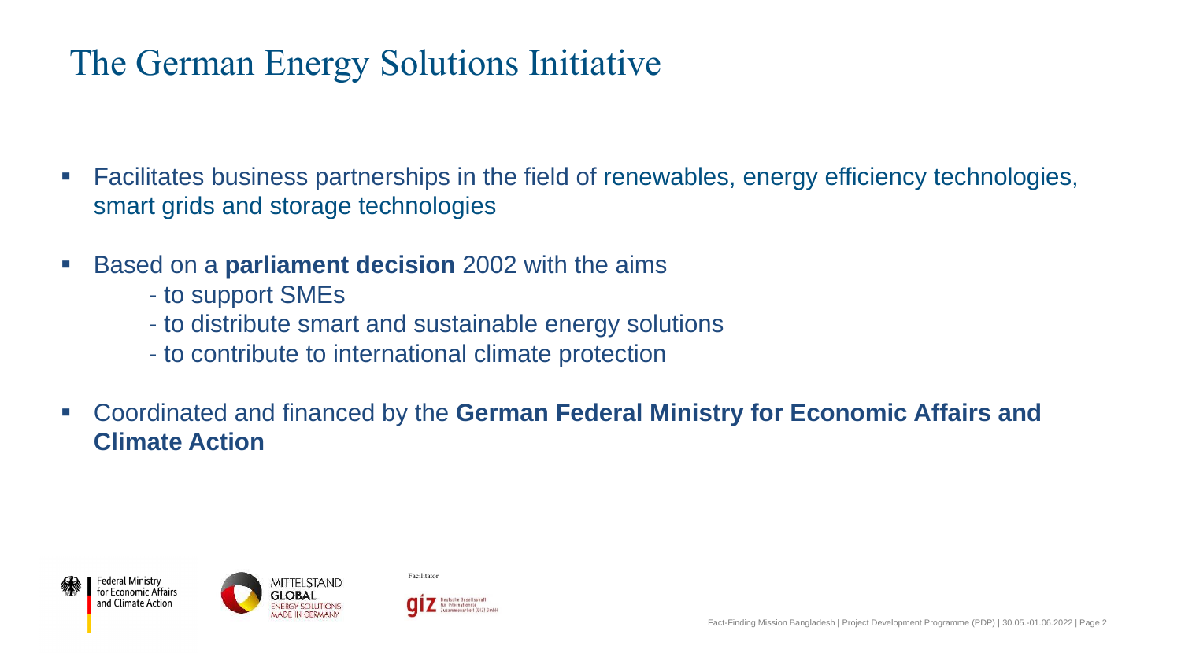# The German Energy Solutions Initiative

- Facilitates business partnerships in the field of renewables, energy efficiency technologies, smart grids and storage technologies
- Based on a **parliament decision** 2002 with the aims
  - to support SMEs
  - to distribute smart and sustainable energy solutions
  - to contribute to international climate protection
- Coordinated and financed by the **German Federal Ministry for Economic Affairs and Climate Action**

Federal Ministry for Economic Affairs and Climate Action

MITTELSTAND GLOBAL ENERGY SOLUTIONS MADE IN GERMANY

Facilitator

giz Deutsche Gesellschaft für Internationale Zusammenarbeit (GIZ) GmbH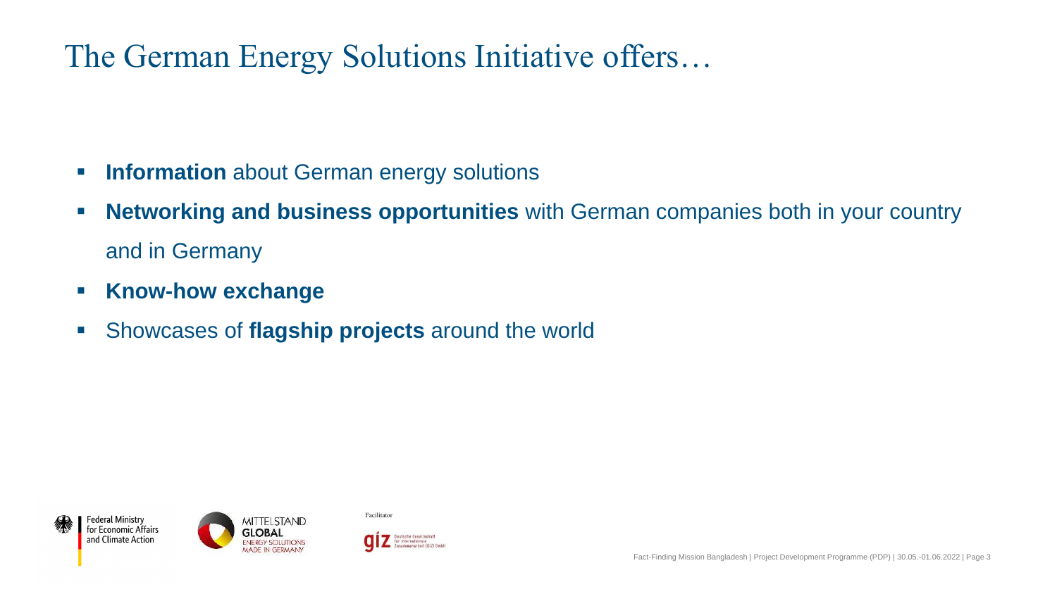# The German Energy Solutions Initiative offers…

- **Information** about German energy solutions
- **Networking and business opportunities** with German companies both in your country and in Germany
- **Know-how exchange**
- Showcases of **flagship projects** around the world

Federal Ministry for Economic Affairs and Climate Action

MITTELSTAND GLOBAL ENERGY SOLUTIONS MADE IN GERMANY

Facilitator

giz Deutsche Gesellschaft für Internationale Zusammenarbeit (GIZ) GmbH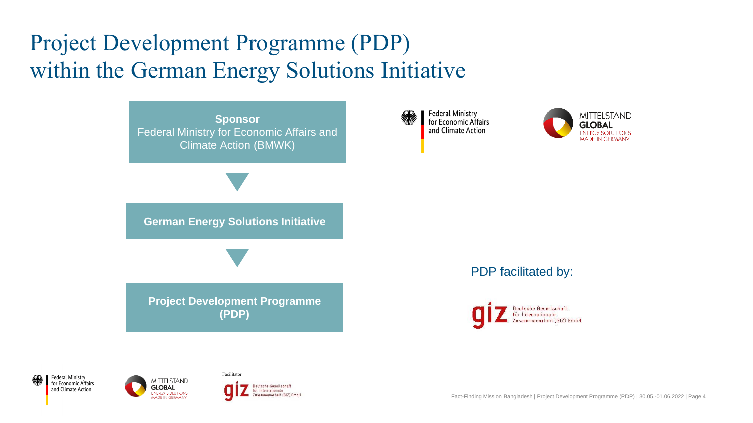# Project Development Programme (PDP) within the German Energy Solutions Initiative

**Sponsor**
Federal Ministry for Economic Affairs and Climate Action (BMWK)

▼

**German Energy Solutions Initiative**

▼

**Project Development Programme (PDP)**

Federal Ministry for Economic Affairs and Climate Action

MITTELSTAND GLOBAL ENERGY SOLUTIONS MADE IN GERMANY

PDP facilitated by:

giz Deutsche Gesellschaft für Internationale Zusammenarbeit (GIZ) GmbH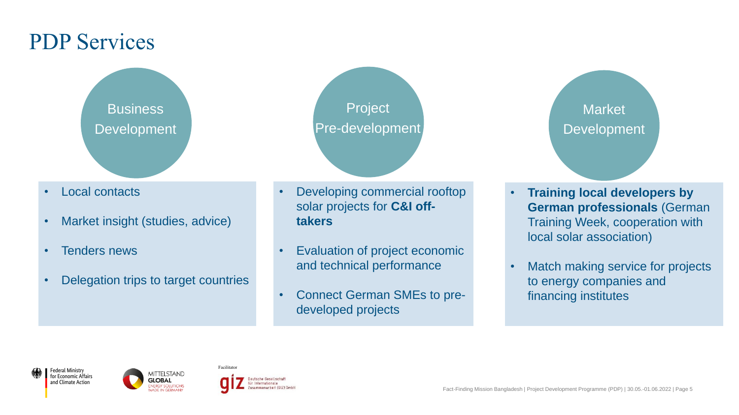# PDP Services

## Business Development

- Local contacts
- Market insight (studies, advice)
- Tenders news
- Delegation trips to target countries

## Project Pre-development

- Developing commercial rooftop solar projects for **C&I off-takers**
- Evaluation of project economic and technical performance
- Connect German SMEs to pre-developed projects

## Market Development

- **Training local developers by German professionals** (German Training Week, cooperation with local solar association)
- Match making service for projects to energy companies and financing institutes

Federal Ministry for Economic Affairs and Climate Action

MITTELSTAND GLOBAL ENERGY SOLUTIONS MADE IN GERMANY

Facilitator

giz Deutsche Gesellschaft für Internationale Zusammenarbeit (GIZ) GmbH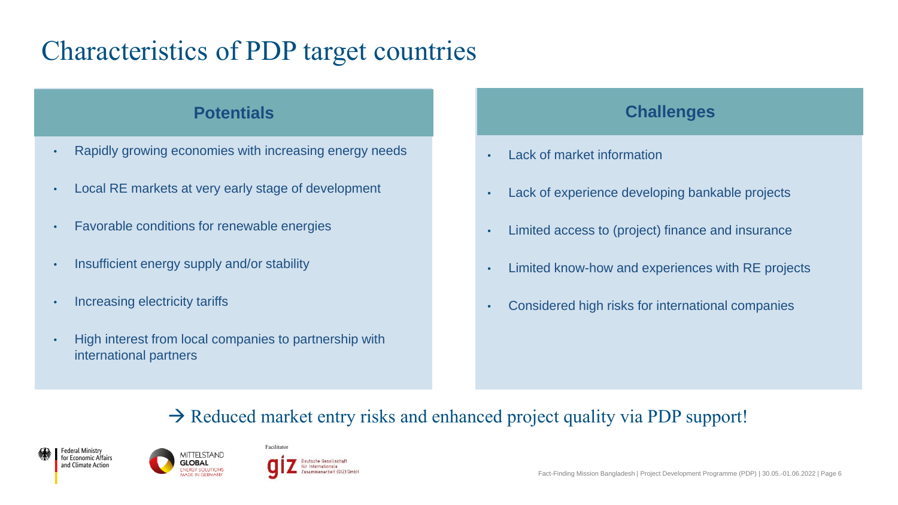# Characteristics of PDP target countries

## Potentials

- Rapidly growing economies with increasing energy needs
- Local RE markets at very early stage of development
- Favorable conditions for renewable energies
- Insufficient energy supply and/or stability
- Increasing electricity tariffs
- High interest from local companies to partnership with international partners

## Challenges

- Lack of market information
- Lack of experience developing bankable projects
- Limited access to (project) finance and insurance
- Limited know-how and experiences with RE projects
- Considered high risks for international companies

→ Reduced market entry risks and enhanced project quality via PDP support!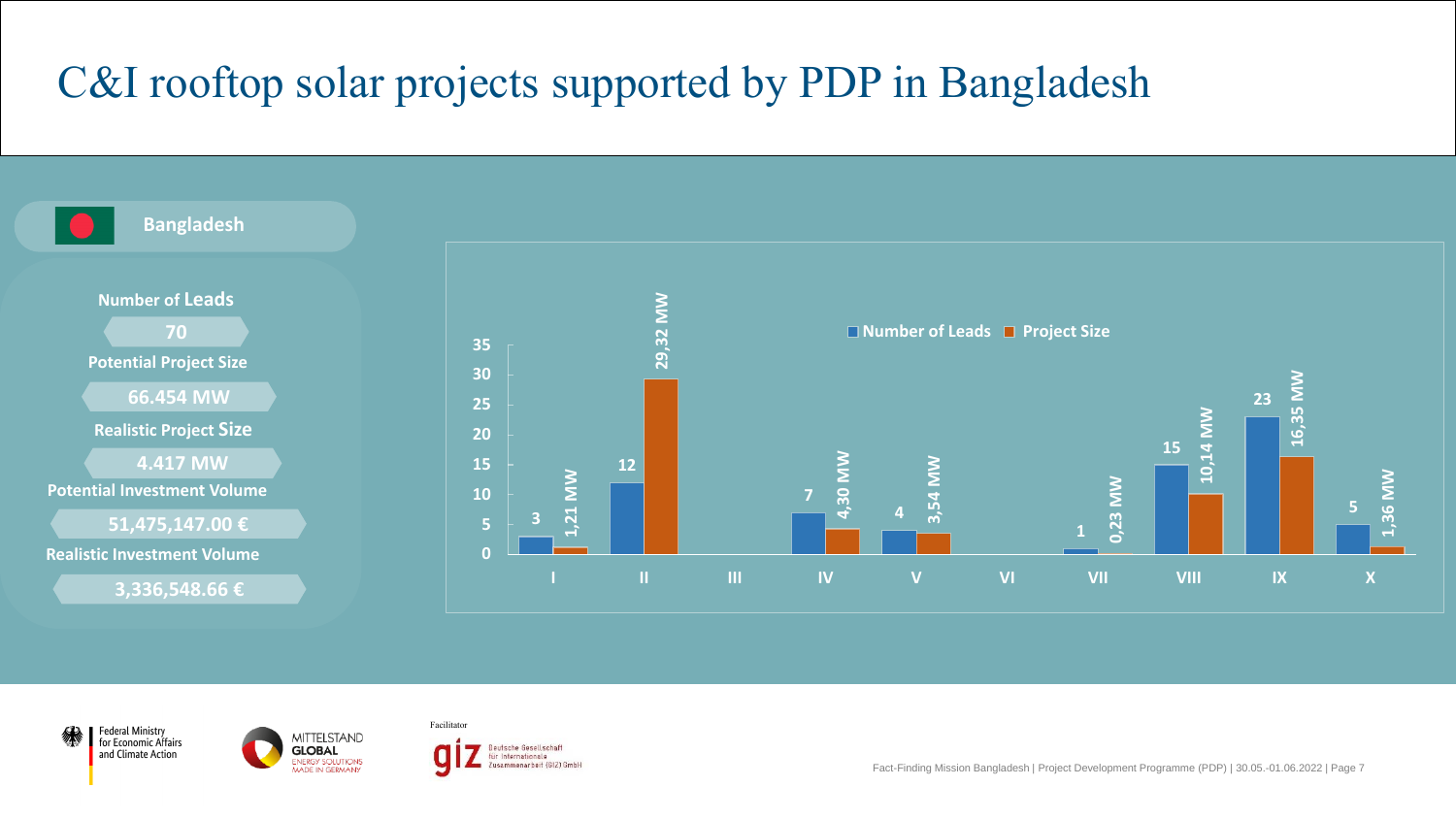# C&I rooftop solar projects supported by PDP in Bangladesh

**Bangladesh**

**Number of Leads**

70

**Potential Project Size**

66.454 MW

**Realistic Project Size**

4.417 MW

**Potential Investment Volume**

51,475,147.00 €

**Realistic Investment Volume**

3,336,548.66 €

| | Number of Leads | Project Size |
|---|---|---|
| I | 3 | 1,21 MW |
| II | 12 | 29,32 MW |
| III | | |
| IV | 7 | 4,30 MW |
| V | 4 | 3,54 MW |
| VI | | |
| VII | 1 | 0,23 MW |
| VIII | 15 | 10,14 MW |
| IX | 23 | 16,35 MW |
| X | 5 | 1,36 MW |

Federal Ministry for Economic Affairs and Climate Action

MITTELSTAND GLOBAL ENERGY SOLUTIONS MADE IN GERMANY

Facilitator

giz Deutsche Gesellschaft für Internationale Zusammenarbeit (GIZ) GmbH

Fact-Finding Mission Bangladesh | Project Development Programme (PDP) | 30.05.-01.06.2022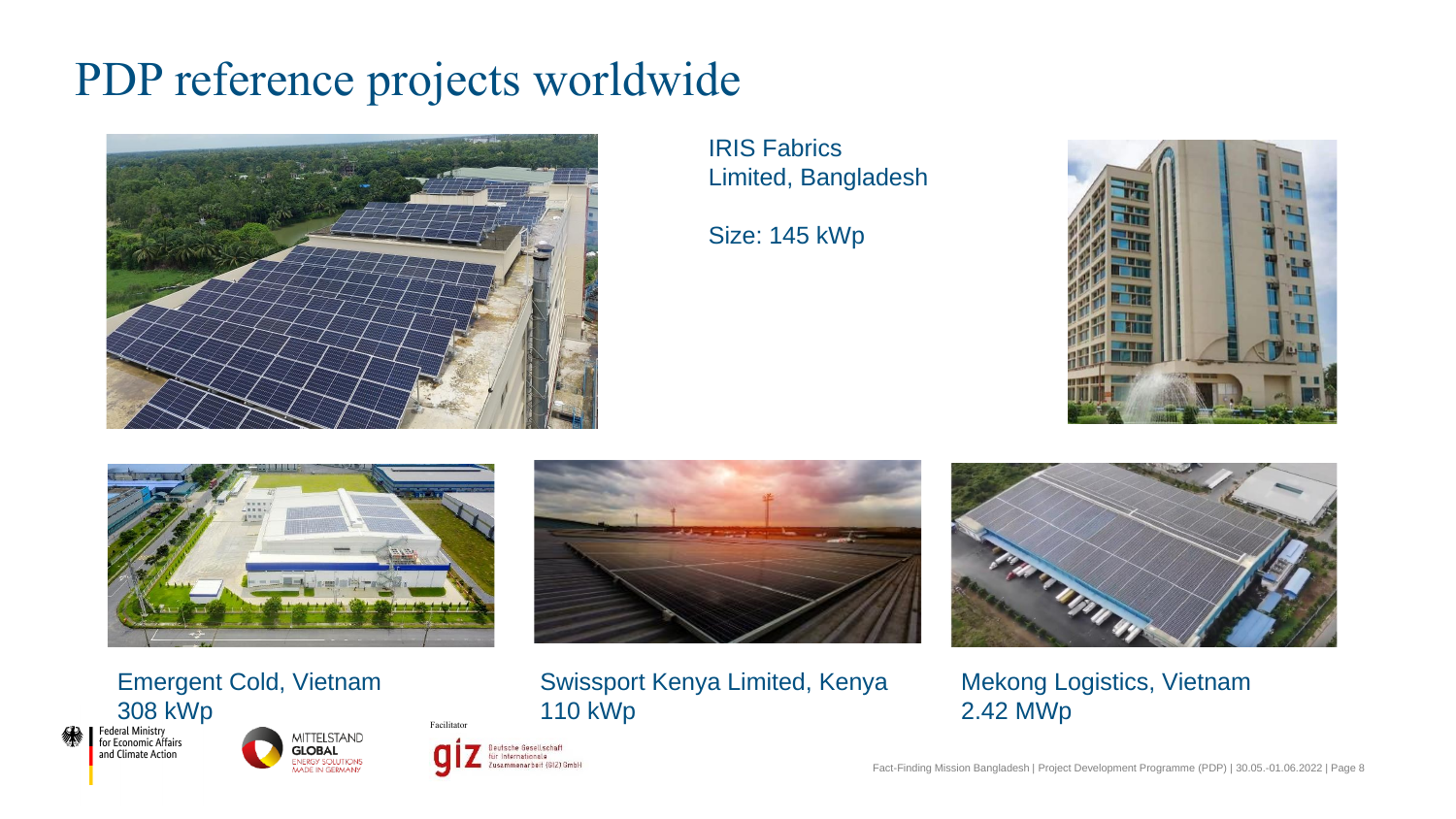# PDP reference projects worldwide

IRIS Fabrics Limited, Bangladesh

Size: 145 kWp

Emergent Cold, Vietnam
308 kWp

Swissport Kenya Limited, Kenya
110 kWp

Mekong Logistics, Vietnam
2.42 MWp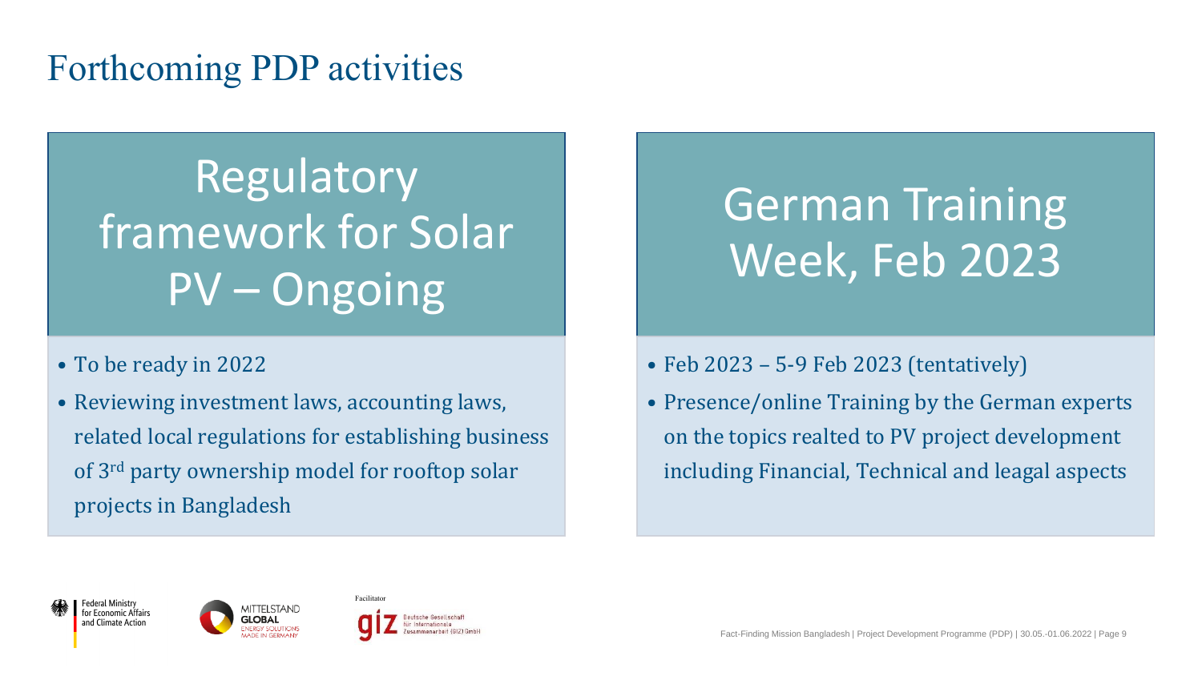# Forthcoming PDP activities

## Regulatory framework for Solar PV – Ongoing

- To be ready in 2022
- Reviewing investment laws, accounting laws, related local regulations for establishing business of 3rd party ownership model for rooftop solar projects in Bangladesh

## German Training Week, Feb 2023

- Feb 2023 – 5-9 Feb 2023 (tentatively)
- Presence/online Training by the German experts on the topics realted to PV project development including Financial, Technical and leagal aspects

Federal Ministry for Economic Affairs and Climate Action

MITTELSTAND GLOBAL ENERGY SOLUTIONS MADE IN GERMANY

Facilitator

giz Deutsche Gesellschaft für Internationale Zusammenarbeit (GIZ) GmbH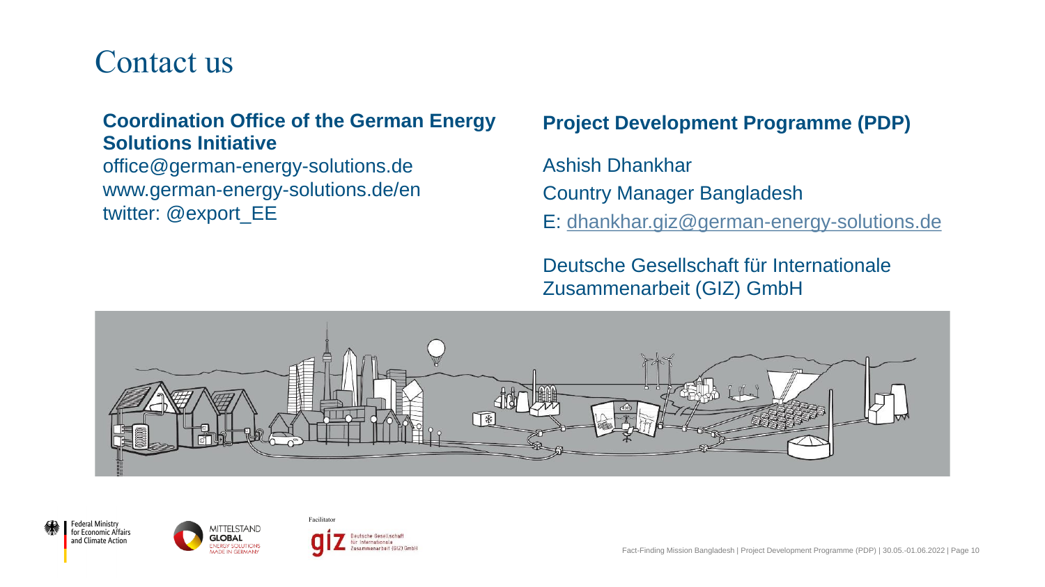# Contact us

**Coordination Office of the German Energy Solutions Initiative**

office@german-energy-solutions.de
www.german-energy-solutions.de/en
twitter: @export_EE

**Project Development Programme (PDP)**

Ashish Dhankhar

Country Manager Bangladesh

E: dhankhar.giz@german-energy-solutions.de

Deutsche Gesellschaft für Internationale Zusammenarbeit (GIZ) GmbH

Federal Ministry for Economic Affairs and Climate Action

MITTELSTAND GLOBAL ENERGY SOLUTIONS MADE IN GERMANY

Facilitator

giz Deutsche Gesellschaft für Internationale Zusammenarbeit (GIZ) GmbH